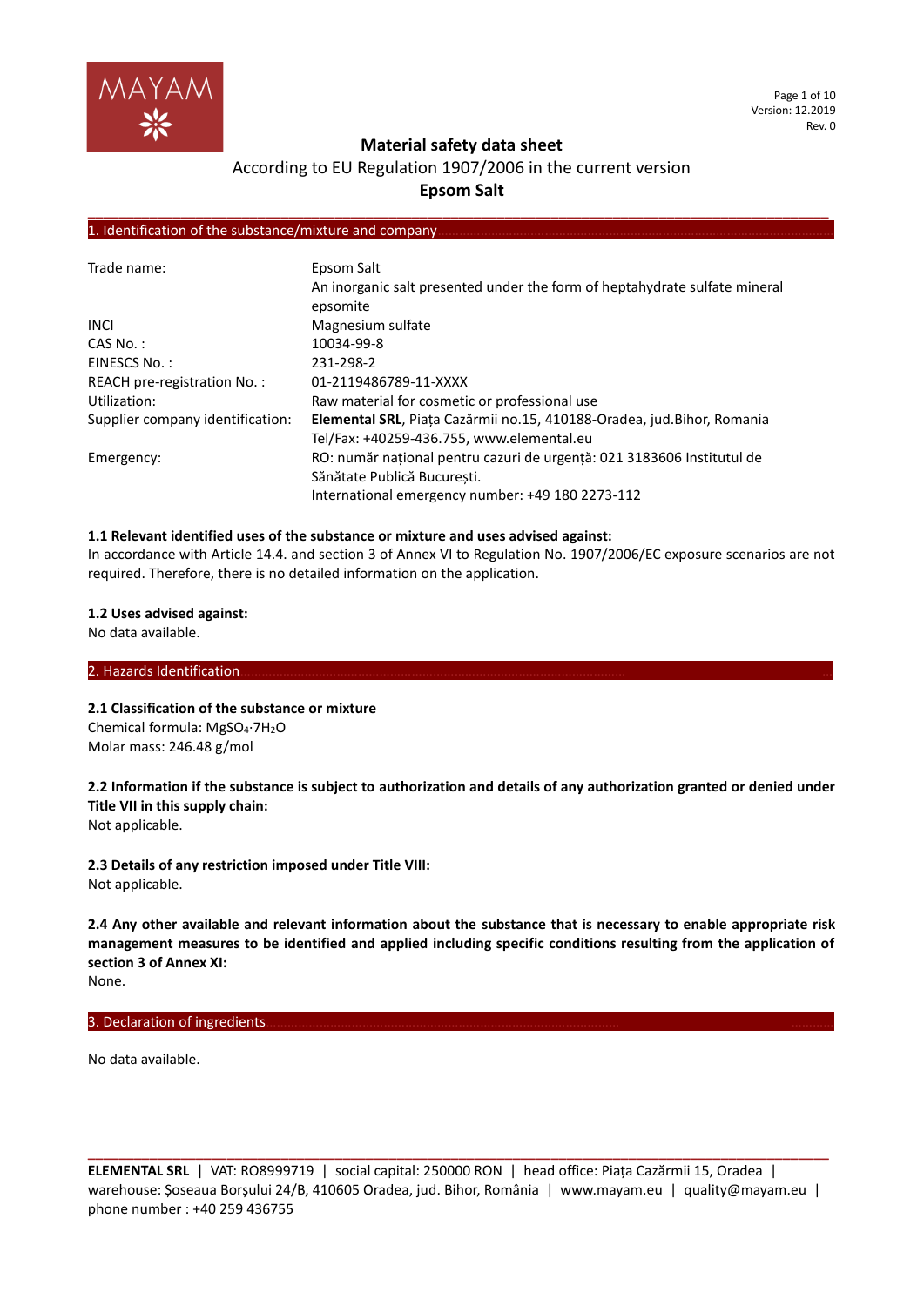# Material safety data sheet

According to EU Regulation 1907/2006 in the current version

**Epsom Salt**

## 1. Identification of the substance/mixture and company

| | |
|---|---|
| Trade name: | Epsom Salt<br>An inorganic salt presented under the form of heptahydrate sulfate mineral epsomite |
| INCI | Magnesium sulfate |
| CAS No. : | 10034-99-8 |
| EINESCS No. : | 231-298-2 |
| REACH pre-registration No. : | 01-2119486789-11-XXXX |
| Utilization: | Raw material for cosmetic or professional use |
| Supplier company identification: | **Elemental SRL**, Piața Cazărmii no.15, 410188-Oradea, jud.Bihor, Romania<br>Tel/Fax: +40259-436.755, www.elemental.eu |
| Emergency: | RO: număr național pentru cazuri de urgență: 021 3183606 Institutul de Sănătate Publică București.<br>International emergency number: +49 180 2273-112 |

**1.1 Relevant identified uses of the substance or mixture and uses advised against:**
In accordance with Article 14.4. and section 3 of Annex VI to Regulation No. 1907/2006/EC exposure scenarios are not required. Therefore, there is no detailed information on the application.

**1.2 Uses advised against:**
No data available.

## 2. Hazards Identification

**2.1 Classification of the substance or mixture**
Chemical formula: $MgSO_4 \cdot 7H_2O$
Molar mass: 246.48 g/mol

**2.2 Information if the substance is subject to authorization and details of any authorization granted or denied under Title VII in this supply chain:**
Not applicable.

**2.3 Details of any restriction imposed under Title VIII:**
Not applicable.

**2.4 Any other available and relevant information about the substance that is necessary to enable appropriate risk management measures to be identified and applied including specific conditions resulting from the application of section 3 of Annex XI:**
None.

## 3. Declaration of ingredients

No data available.

**ELEMENTAL SRL** | VAT: RO8999719 | social capital: 250000 RON | head office: Piața Cazărmii 15, Oradea | warehouse: Șoseaua Borșului 24/B, 410605 Oradea, jud. Bihor, România | www.mayam.eu | quality@mayam.eu | phone number : +40 259 436755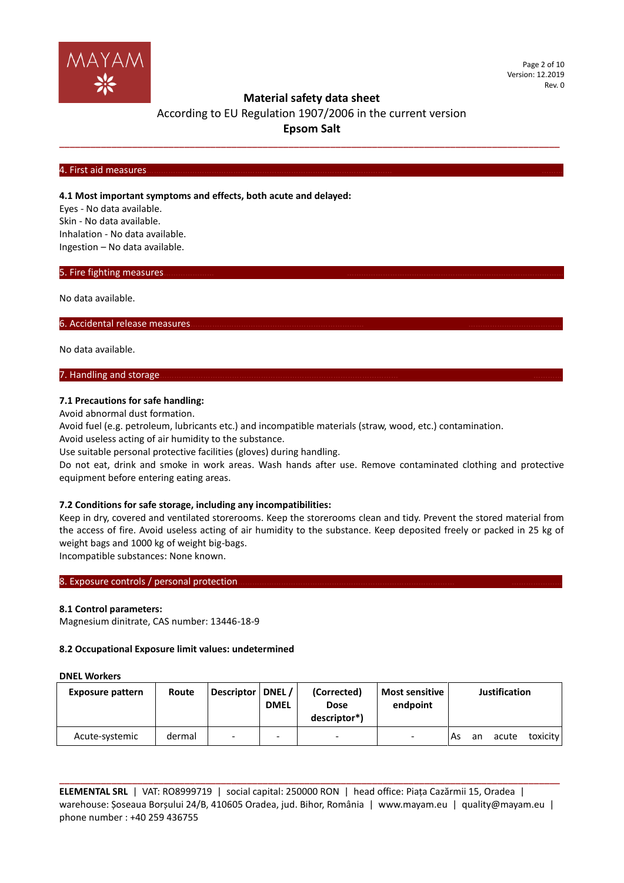## 4. First aid measures

### 4.1 Most important symptoms and effects, both acute and delayed:

Eyes - No data available.
Skin - No data available.
Inhalation - No data available.
Ingestion – No data available.

## 5. Fire fighting measures

No data available.

## 6. Accidental release measures

No data available.

## 7. Handling and storage

### 7.1 Precautions for safe handling:

Avoid abnormal dust formation.
Avoid fuel (e.g. petroleum, lubricants etc.) and incompatible materials (straw, wood, etc.) contamination.
Avoid useless acting of air humidity to the substance.
Use suitable personal protective facilities (gloves) during handling.
Do not eat, drink and smoke in work areas. Wash hands after use. Remove contaminated clothing and protective equipment before entering eating areas.

### 7.2 Conditions for safe storage, including any incompatibilities:

Keep in dry, covered and ventilated storerooms. Keep the storerooms clean and tidy. Prevent the stored material from the access of fire. Avoid useless acting of air humidity to the substance. Keep deposited freely or packed in 25 kg of weight bags and 1000 kg of weight big-bags.
Incompatible substances: None known.

## 8. Exposure controls / personal protection

### 8.1 Control parameters:

Magnesium dinitrate, CAS number: 13446-18-9

### 8.2 Occupational Exposure limit values: undetermined

**DNEL Workers**

| Exposure pattern | Route | Descriptor | DNEL / DMEL | (Corrected) Dose descriptor*) | Most sensitive endpoint | Justification |
|---|---|---|---|---|---|---|
| Acute-systemic | dermal | - | - | - | - | As an acute toxicity |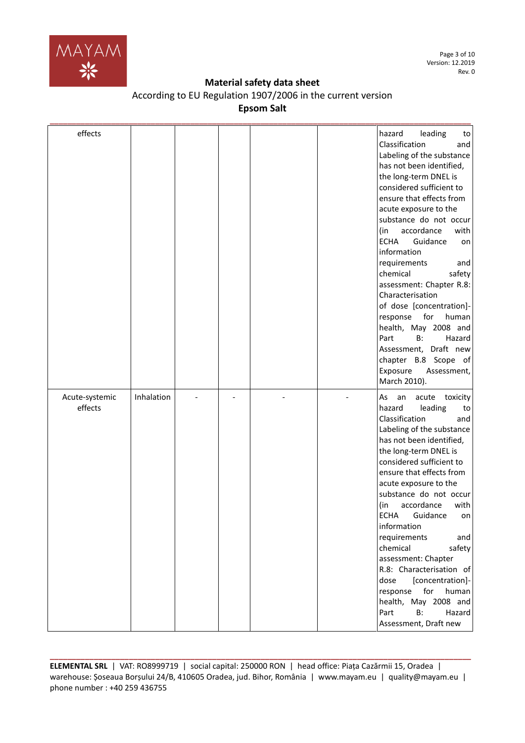| | | | | | | |
|---|---|---|---|---|---|---|
| effects | | | | | | hazard leading to Classification and Labeling of the substance has not been identified, the long-term DNEL is considered sufficient to ensure that effects from acute exposure to the substance do not occur (in accordance with ECHA Guidance on information requirements and chemical safety assessment: Chapter R.8: Characterisation of dose [concentration]-response for human health, May 2008 and Part B: Hazard Assessment, Draft new chapter B.8 Scope of Exposure Assessment, March 2010). |
| Acute-systemic effects | Inhalation | - | - | - | - | As an acute toxicity hazard leading to Classification and Labeling of the substance has not been identified, the long-term DNEL is considered sufficient to ensure that effects from acute exposure to the substance do not occur (in accordance with ECHA Guidance on information requirements and chemical safety assessment: Chapter R.8: Characterisation of dose [concentration]-response for human health, May 2008 and Part B: Hazard Assessment, Draft new |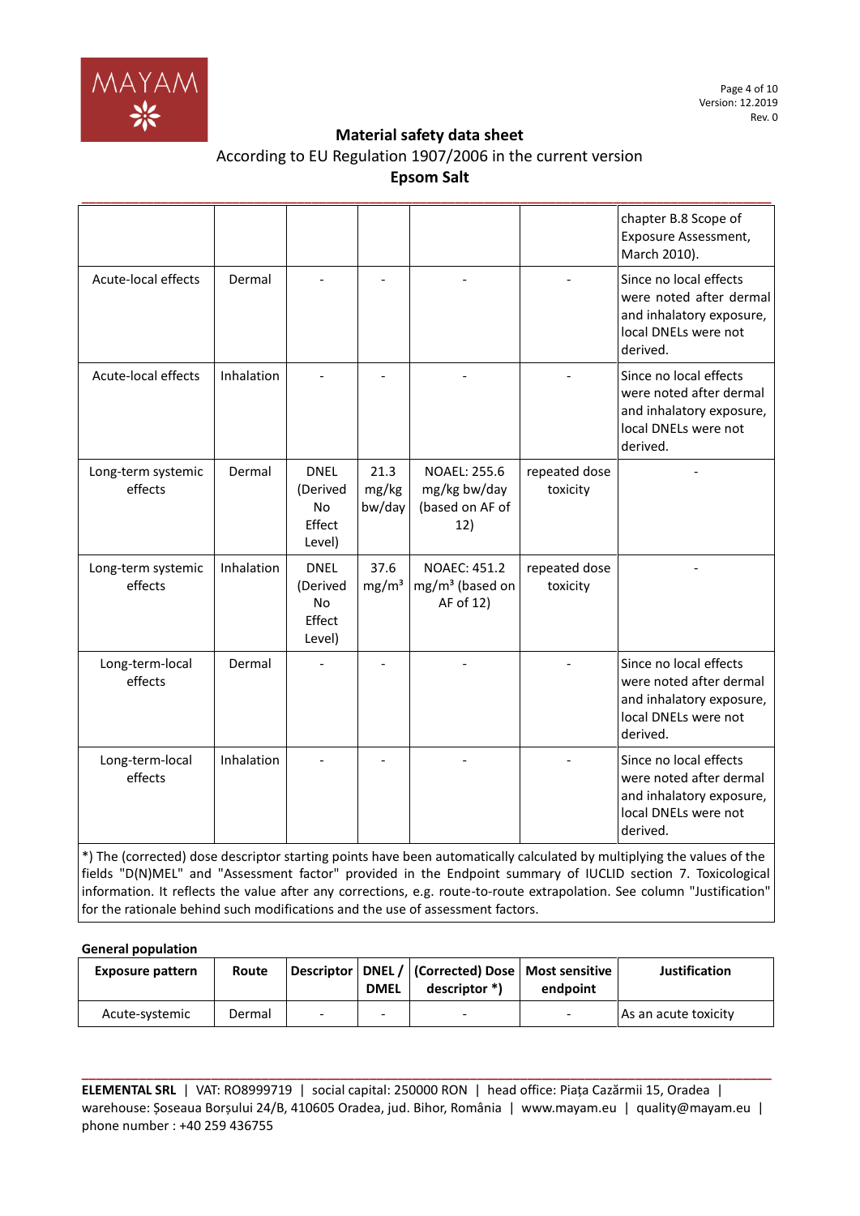| | | | | | | |
|---|---|---|---|---|---|---|
| | | | | | | chapter B.8 Scope of Exposure Assessment, March 2010). |
| Acute-local effects | Dermal | - | - | - | - | Since no local effects were noted after dermal and inhalatory exposure, local DNELs were not derived. |
| Acute-local effects | Inhalation | - | - | - | - | Since no local effects were noted after dermal and inhalatory exposure, local DNELs were not derived. |
| Long-term systemic effects | Dermal | DNEL (Derived No Effect Level) | 21.3 mg/kg bw/day | NOAEL: 255.6 mg/kg bw/day (based on AF of 12) | repeated dose toxicity | - |
| Long-term systemic effects | Inhalation | DNEL (Derived No Effect Level) | 37.6 mg/m³ | NOAEC: 451.2 mg/m³ (based on AF of 12) | repeated dose toxicity | - |
| Long-term-local effects | Dermal | - | - | - | - | Since no local effects were noted after dermal and inhalatory exposure, local DNELs were not derived. |
| Long-term-local effects | Inhalation | - | - | - | - | Since no local effects were noted after dermal and inhalatory exposure, local DNELs were not derived. |

*) The (corrected) dose descriptor starting points have been automatically calculated by multiplying the values of the fields "D(N)MEL" and "Assessment factor" provided in the Endpoint summary of IUCLID section 7. Toxicological information. It reflects the value after any corrections, e.g. route-to-route extrapolation. See column "Justification" for the rationale behind such modifications and the use of assessment factors.

**General population**

| Exposure pattern | Route | Descriptor | DNEL / DMEL | (Corrected) Dose descriptor *) | Most sensitive endpoint | Justification |
|---|---|---|---|---|---|---|
| Acute-systemic | Dermal | - | - | - | - | As an acute toxicity |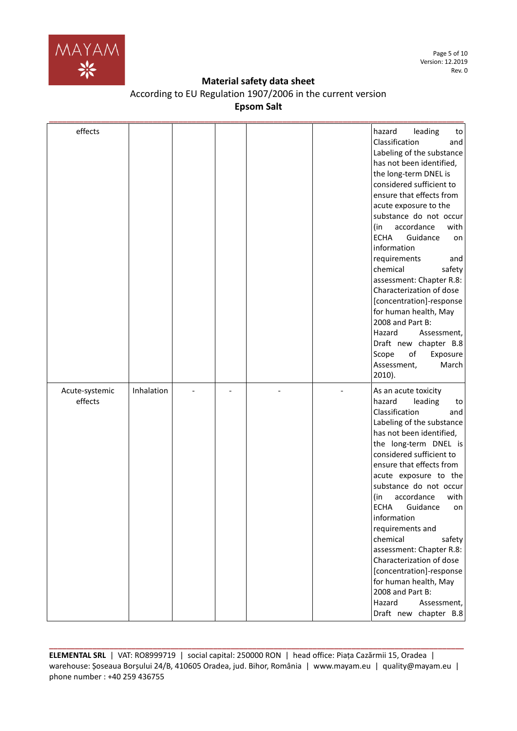| | | | | | | |
|---|---|---|---|---|---|---|
| effects | | | | | | hazard leading to Classification and Labeling of the substance has not been identified, the long-term DNEL is considered sufficient to ensure that effects from acute exposure to the substance do not occur (in accordance with ECHA Guidance on information requirements and chemical safety assessment: Chapter R.8: Characterization of dose [concentration]-response for human health, May 2008 and Part B: Hazard Assessment, Draft new chapter B.8 Scope of Exposure Assessment, March 2010). |
| Acute-systemic effects | Inhalation | - | - | - | - | As an acute toxicity hazard leading to Classification and Labeling of the substance has not been identified, the long-term DNEL is considered sufficient to ensure that effects from acute exposure to the substance do not occur (in accordance with ECHA Guidance on information requirements and chemical safety assessment: Chapter R.8: Characterization of dose [concentration]-response for human health, May 2008 and Part B: Hazard Assessment, Draft new chapter B.8 |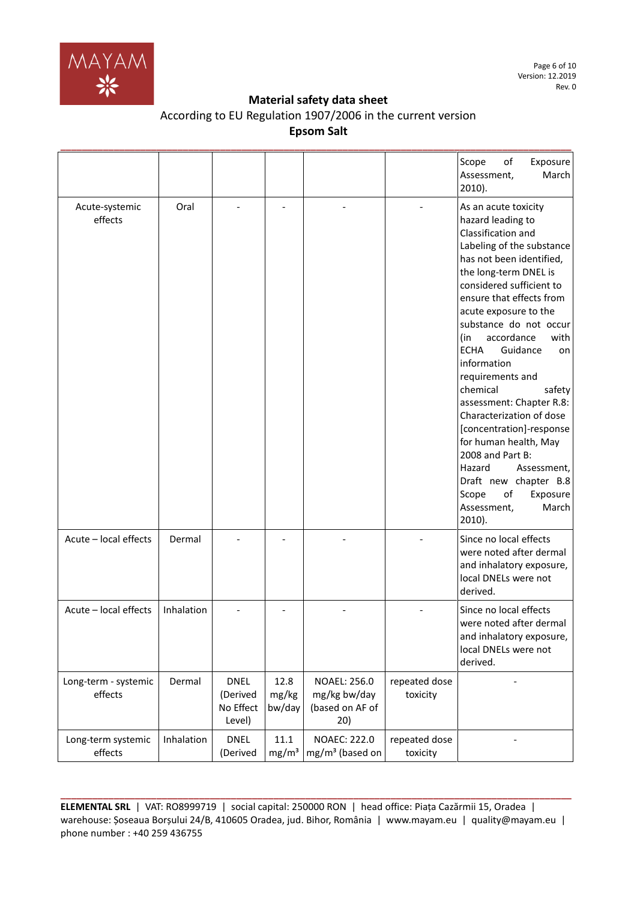| | | | | | | |
|---|---|---|---|---|---|---|
| | | | | | | Scope of Exposure Assessment, March 2010). |
| Acute-systemic effects | Oral | - | - | - | - | As an acute toxicity hazard leading to Classification and Labeling of the substance has not been identified, the long-term DNEL is considered sufficient to ensure that effects from acute exposure to the substance do not occur (in accordance with ECHA Guidance on information requirements and chemical safety assessment: Chapter R.8: Characterization of dose [concentration]-response for human health, May 2008 and Part B: Hazard Assessment, Draft new chapter B.8 Scope of Exposure Assessment, March 2010). |
| Acute – local effects | Dermal | - | - | - | - | Since no local effects were noted after dermal and inhalatory exposure, local DNELs were not derived. |
| Acute – local effects | Inhalation | - | - | - | - | Since no local effects were noted after dermal and inhalatory exposure, local DNELs were not derived. |
| Long-term - systemic effects | Dermal | DNEL (Derived No Effect Level) | 12.8 mg/kg bw/day | NOAEL: 256.0 mg/kg bw/day (based on AF of 20) | repeated dose toxicity | - |
| Long-term systemic effects | Inhalation | DNEL (Derived | 11.1 mg/m³ | NOAEC: 222.0 mg/m³ (based on | repeated dose toxicity | - |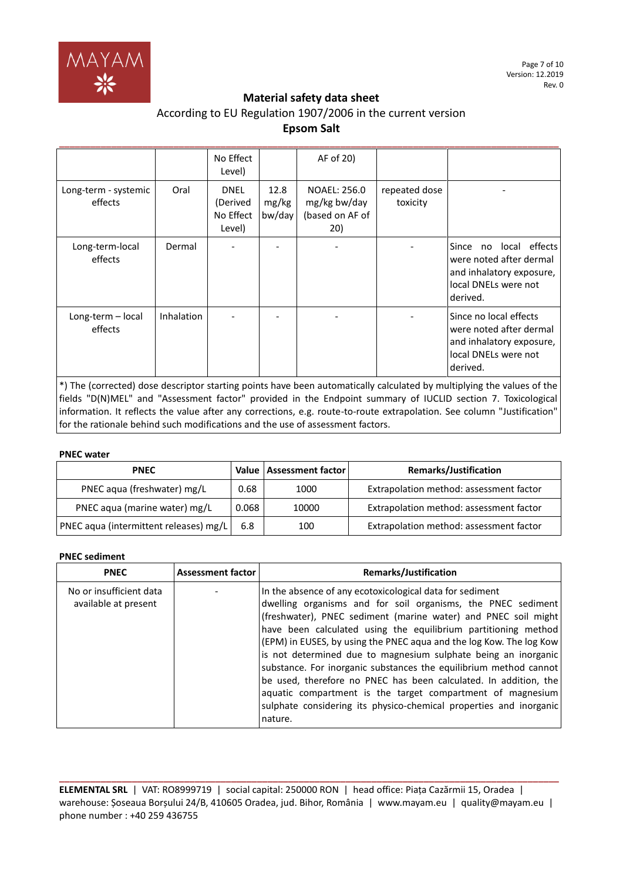| | | No Effect Level) | | AF of 20) | | |
|---|---|---|---|---|---|---|
| Long-term - systemic effects | Oral | DNEL (Derived No Effect Level) | 12.8 mg/kg bw/day | NOAEL: 256.0 mg/kg bw/day (based on AF of 20) | repeated dose toxicity | - |
| Long-term-local effects | Dermal | - | - | - | - | Since no local effects were noted after dermal and inhalatory exposure, local DNELs were not derived. |
| Long-term – local effects | Inhalation | - | - | - | - | Since no local effects were noted after dermal and inhalatory exposure, local DNELs were not derived. |

*) The (corrected) dose descriptor starting points have been automatically calculated by multiplying the values of the fields "D(N)MEL" and "Assessment factor" provided in the Endpoint summary of IUCLID section 7. Toxicological information. It reflects the value after any corrections, e.g. route-to-route extrapolation. See column "Justification" for the rationale behind such modifications and the use of assessment factors.

**PNEC water**

| PNEC | Value | Assessment factor | Remarks/Justification |
|---|---|---|---|
| PNEC aqua (freshwater) mg/L | 0.68 | 1000 | Extrapolation method: assessment factor |
| PNEC aqua (marine water) mg/L | 0.068 | 10000 | Extrapolation method: assessment factor |
| PNEC aqua (intermittent releases) mg/L | 6.8 | 100 | Extrapolation method: assessment factor |

**PNEC sediment**

| PNEC | Assessment factor | Remarks/Justification |
|---|---|---|
| No or insufficient data available at present | - | In the absence of any ecotoxicological data for sediment dwelling organisms and for soil organisms, the PNEC sediment (freshwater), PNEC sediment (marine water) and PNEC soil might have been calculated using the equilibrium partitioning method (EPM) in EUSES, by using the PNEC aqua and the log Kow. The log Kow is not determined due to magnesium sulphate being an inorganic substance. For inorganic substances the equilibrium method cannot be used, therefore no PNEC has been calculated. In addition, the aquatic compartment is the target compartment of magnesium sulphate considering its physico-chemical properties and inorganic nature. |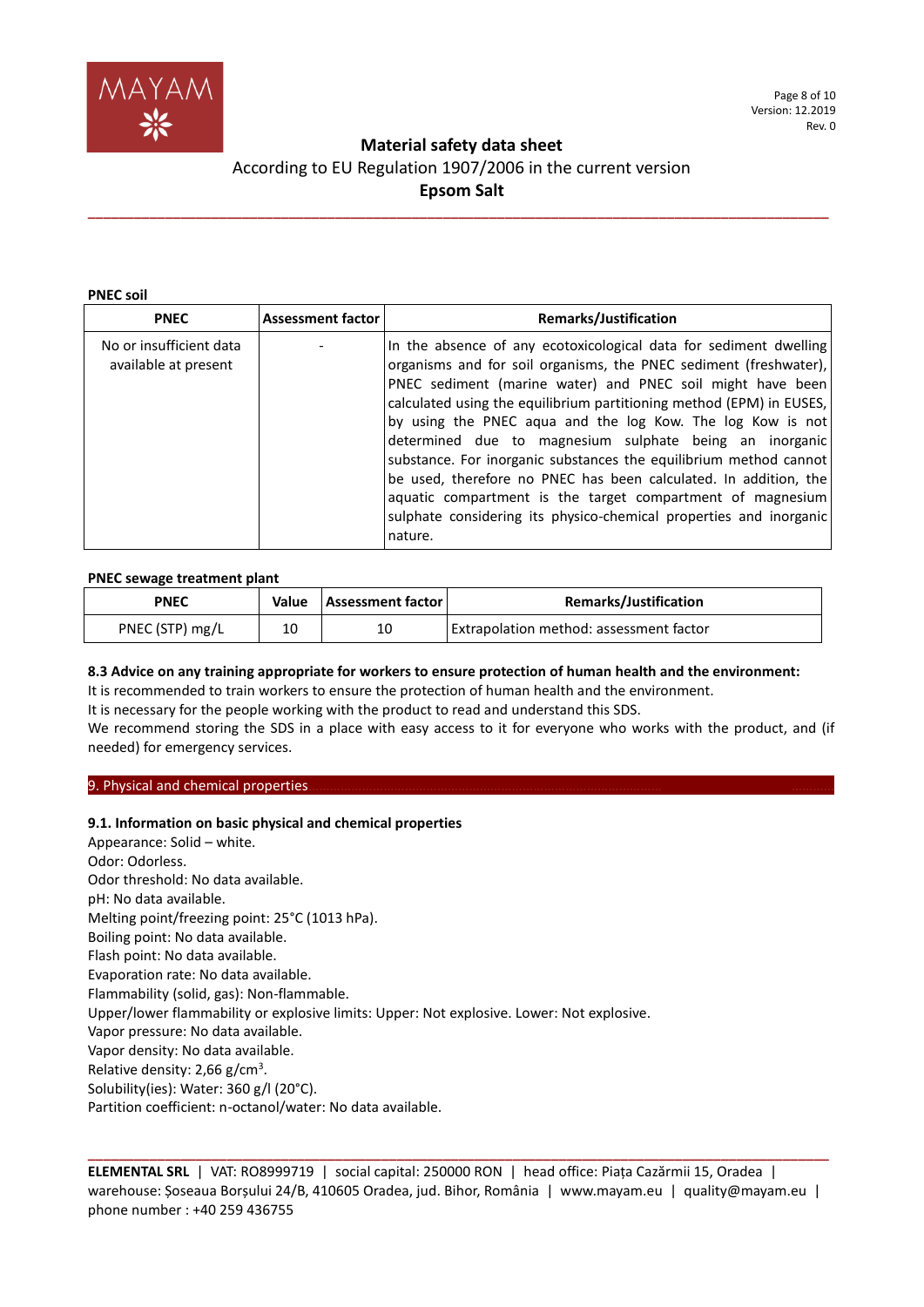**PNEC soil**

| PNEC | Assessment factor | Remarks/Justification |
|---|---|---|
| No or insufficient data available at present | - | In the absence of any ecotoxicological data for sediment dwelling organisms and for soil organisms, the PNEC sediment (freshwater), PNEC sediment (marine water) and PNEC soil might have been calculated using the equilibrium partitioning method (EPM) in EUSES, by using the PNEC aqua and the log Kow. The log Kow is not determined due to magnesium sulphate being an inorganic substance. For inorganic substances the equilibrium method cannot be used, therefore no PNEC has been calculated. In addition, the aquatic compartment is the target compartment of magnesium sulphate considering its physico-chemical properties and inorganic nature. |

**PNEC sewage treatment plant**

| PNEC | Value | Assessment factor | Remarks/Justification |
|---|---|---|---|
| PNEC (STP) mg/L | 10 | 10 | Extrapolation method: assessment factor |

**8.3 Advice on any training appropriate for workers to ensure protection of human health and the environment:**

It is recommended to train workers to ensure the protection of human health and the environment.

It is necessary for the people working with the product to read and understand this SDS.

We recommend storing the SDS in a place with easy access to it for everyone who works with the product, and (if needed) for emergency services.

## 9. Physical and chemical properties

**9.1. Information on basic physical and chemical properties**

Appearance: Solid – white.
Odor: Odorless.
Odor threshold: No data available.
pH: No data available.
Melting point/freezing point: 25°C (1013 hPa).
Boiling point: No data available.
Flash point: No data available.
Evaporation rate: No data available.
Flammability (solid, gas): Non-flammable.
Upper/lower flammability or explosive limits: Upper: Not explosive. Lower: Not explosive.
Vapor pressure: No data available.
Vapor density: No data available.
Relative density: 2,66 g/cm$^3$.
Solubility(ies): Water: 360 g/l (20°C).
Partition coefficient: n-octanol/water: No data available.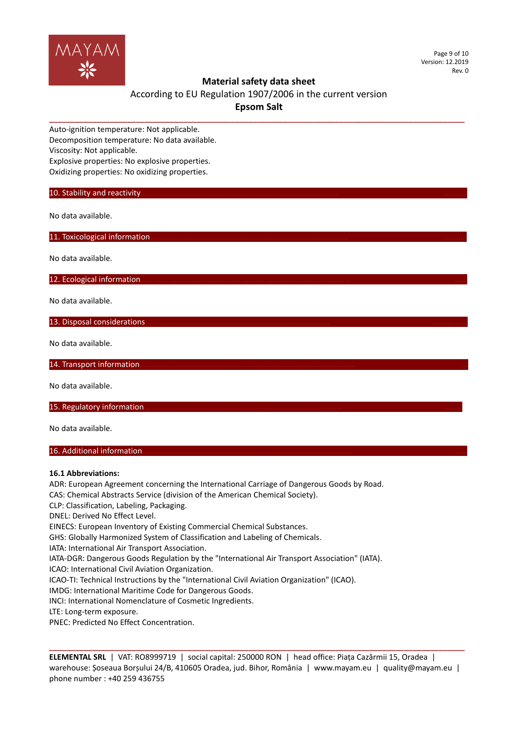Auto-ignition temperature: Not applicable.
Decomposition temperature: No data available.
Viscosity: Not applicable.
Explosive properties: No explosive properties.
Oxidizing properties: No oxidizing properties.

## 10. Stability and reactivity

No data available.

## 11. Toxicological information

No data available.

## 12. Ecological information

No data available.

## 13. Disposal considerations

No data available.

## 14. Transport information

No data available.

## 15. Regulatory information

No data available.

## 16. Additional information

**16.1 Abbreviations:**

ADR: European Agreement concerning the International Carriage of Dangerous Goods by Road.
CAS: Chemical Abstracts Service (division of the American Chemical Society).
CLP: Classification, Labeling, Packaging.
DNEL: Derived No Effect Level.
EINECS: European Inventory of Existing Commercial Chemical Substances.
GHS: Globally Harmonized System of Classification and Labeling of Chemicals.
IATA: International Air Transport Association.
IATA-DGR: Dangerous Goods Regulation by the "International Air Transport Association" (IATA).
ICAO: International Civil Aviation Organization.
ICAO-TI: Technical Instructions by the "International Civil Aviation Organization" (ICAO).
IMDG: International Maritime Code for Dangerous Goods.
INCI: International Nomenclature of Cosmetic Ingredients.
LTE: Long-term exposure.
PNEC: Predicted No Effect Concentration.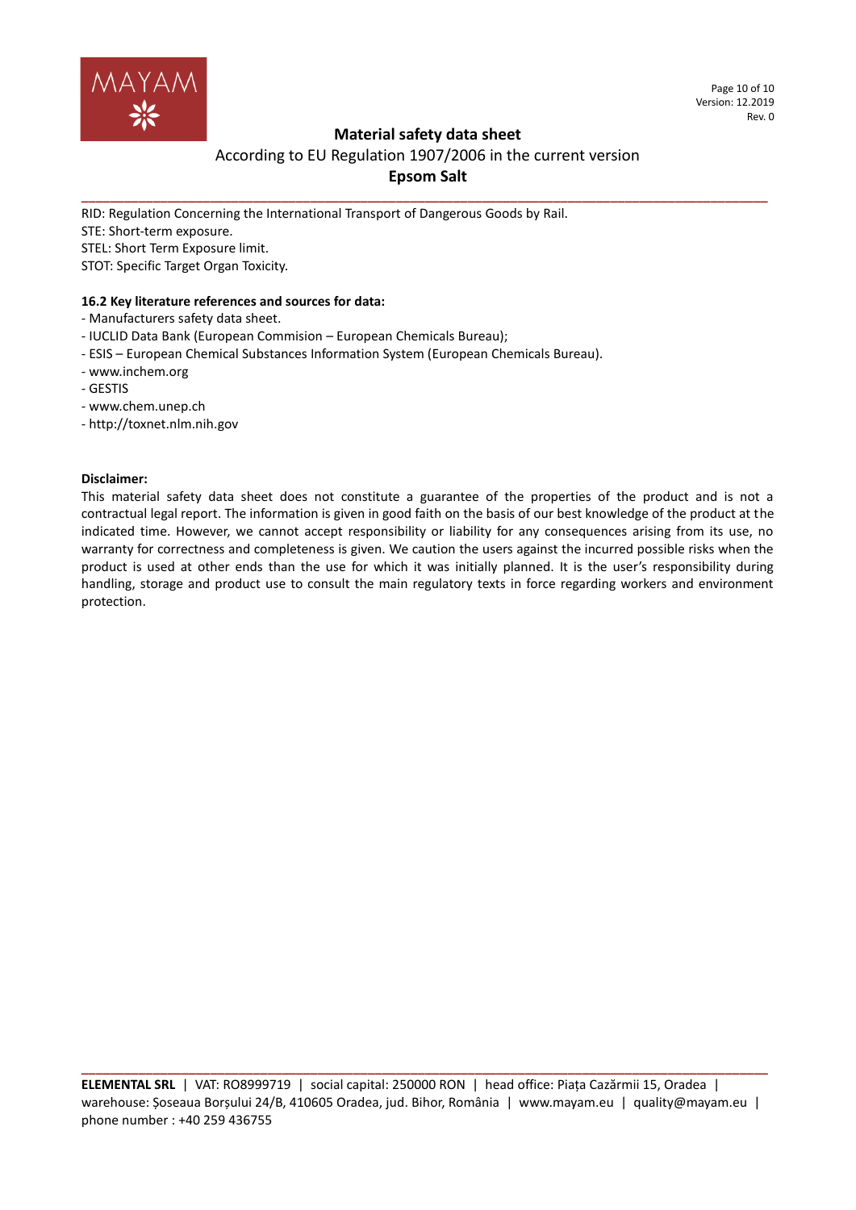RID: Regulation Concerning the International Transport of Dangerous Goods by Rail.
STE: Short-term exposure.
STEL: Short Term Exposure limit.
STOT: Specific Target Organ Toxicity.

**16.2 Key literature references and sources for data:**

- Manufacturers safety data sheet.
- IUCLID Data Bank (European Commision – European Chemicals Bureau);
- ESIS – European Chemical Substances Information System (European Chemicals Bureau).
- www.inchem.org
- GESTIS
- www.chem.unep.ch
- http://toxnet.nlm.nih.gov

**Disclaimer:**

This material safety data sheet does not constitute a guarantee of the properties of the product and is not a contractual legal report. The information is given in good faith on the basis of our best knowledge of the product at the indicated time. However, we cannot accept responsibility or liability for any consequences arising from its use, no warranty for correctness and completeness is given. We caution the users against the incurred possible risks when the product is used at other ends than the use for which it was initially planned. It is the user's responsibility during handling, storage and product use to consult the main regulatory texts in force regarding workers and environment protection.